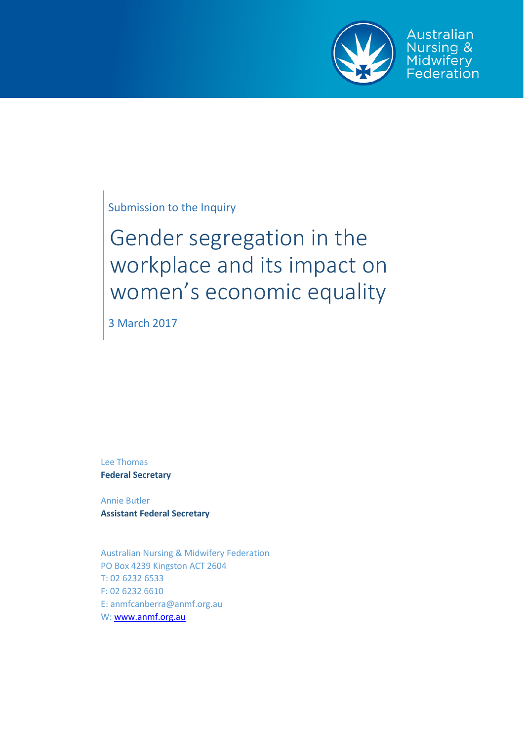Australian Nursing & Midwifery Federation

Submission to the Inquiry

# Gender segregation in the workplace and its impact on women's economic equality

3 March 2017

Lee Thomas
**Federal Secretary**

Annie Butler
**Assistant Federal Secretary**

Australian Nursing & Midwifery Federation
PO Box 4239 Kingston ACT 2604
T: 02 6232 6533
F: 02 6232 6610
E: anmfcanberra@anmf.org.au
W: www.anmf.org.au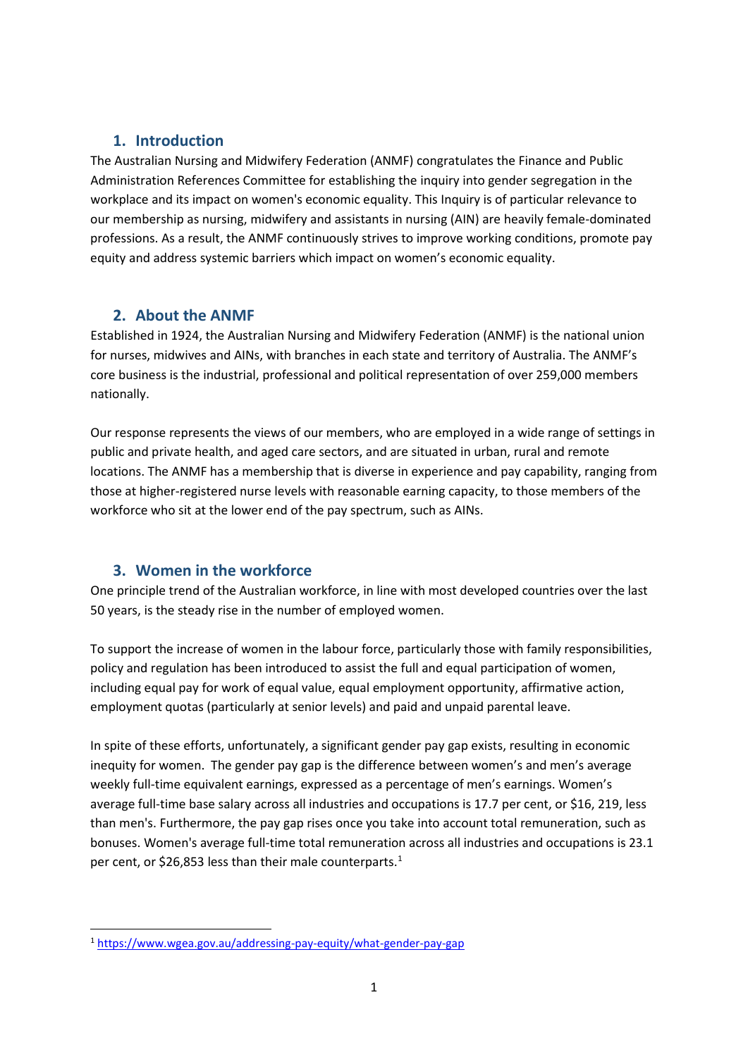## 1. Introduction

The Australian Nursing and Midwifery Federation (ANMF) congratulates the Finance and Public Administration References Committee for establishing the inquiry into gender segregation in the workplace and its impact on women's economic equality. This Inquiry is of particular relevance to our membership as nursing, midwifery and assistants in nursing (AIN) are heavily female-dominated professions. As a result, the ANMF continuously strives to improve working conditions, promote pay equity and address systemic barriers which impact on women's economic equality.

## 2. About the ANMF

Established in 1924, the Australian Nursing and Midwifery Federation (ANMF) is the national union for nurses, midwives and AINs, with branches in each state and territory of Australia. The ANMF's core business is the industrial, professional and political representation of over 259,000 members nationally.

Our response represents the views of our members, who are employed in a wide range of settings in public and private health, and aged care sectors, and are situated in urban, rural and remote locations. The ANMF has a membership that is diverse in experience and pay capability, ranging from those at higher-registered nurse levels with reasonable earning capacity, to those members of the workforce who sit at the lower end of the pay spectrum, such as AINs.

## 3. Women in the workforce

One principle trend of the Australian workforce, in line with most developed countries over the last 50 years, is the steady rise in the number of employed women.

To support the increase of women in the labour force, particularly those with family responsibilities, policy and regulation has been introduced to assist the full and equal participation of women, including equal pay for work of equal value, equal employment opportunity, affirmative action, employment quotas (particularly at senior levels) and paid and unpaid parental leave.

In spite of these efforts, unfortunately, a significant gender pay gap exists, resulting in economic inequity for women. The gender pay gap is the difference between women's and men's average weekly full-time equivalent earnings, expressed as a percentage of men's earnings. Women's average full-time base salary across all industries and occupations is 17.7 per cent, or $16, 219, less than men's. Furthermore, the pay gap rises once you take into account total remuneration, such as bonuses. Women's average full-time total remuneration across all industries and occupations is 23.1 per cent, or $26,853 less than their male counterparts.[1]

[1] https://www.wgea.gov.au/addressing-pay-equity/what-gender-pay-gap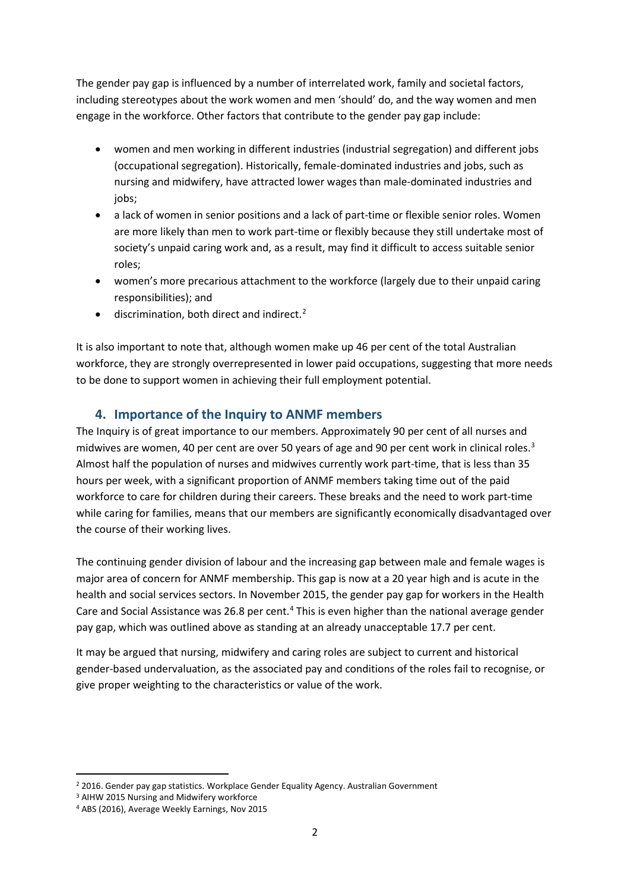The gender pay gap is influenced by a number of interrelated work, family and societal factors, including stereotypes about the work women and men 'should' do, and the way women and men engage in the workforce. Other factors that contribute to the gender pay gap include:

- women and men working in different industries (industrial segregation) and different jobs (occupational segregation). Historically, female-dominated industries and jobs, such as nursing and midwifery, have attracted lower wages than male-dominated industries and jobs;
- a lack of women in senior positions and a lack of part-time or flexible senior roles. Women are more likely than men to work part-time or flexibly because they still undertake most of society's unpaid caring work and, as a result, may find it difficult to access suitable senior roles;
- women's more precarious attachment to the workforce (largely due to their unpaid caring responsibilities); and
- discrimination, both direct and indirect.[2]

It is also important to note that, although women make up 46 per cent of the total Australian workforce, they are strongly overrepresented in lower paid occupations, suggesting that more needs to be done to support women in achieving their full employment potential.

## 4. Importance of the Inquiry to ANMF members

The Inquiry is of great importance to our members. Approximately 90 per cent of all nurses and midwives are women, 40 per cent are over 50 years of age and 90 per cent work in clinical roles.[3] Almost half the population of nurses and midwives currently work part-time, that is less than 35 hours per week, with a significant proportion of ANMF members taking time out of the paid workforce to care for children during their careers. These breaks and the need to work part-time while caring for families, means that our members are significantly economically disadvantaged over the course of their working lives.

The continuing gender division of labour and the increasing gap between male and female wages is major area of concern for ANMF membership. This gap is now at a 20 year high and is acute in the health and social services sectors. In November 2015, the gender pay gap for workers in the Health Care and Social Assistance was 26.8 per cent.[4] This is even higher than the national average gender pay gap, which was outlined above as standing at an already unacceptable 17.7 per cent.

It may be argued that nursing, midwifery and caring roles are subject to current and historical gender-based undervaluation, as the associated pay and conditions of the roles fail to recognise, or give proper weighting to the characteristics or value of the work.

---

[2] 2016. Gender pay gap statistics. Workplace Gender Equality Agency. Australian Government

[3] AIHW 2015 Nursing and Midwifery workforce

[4] ABS (2016), Average Weekly Earnings, Nov 2015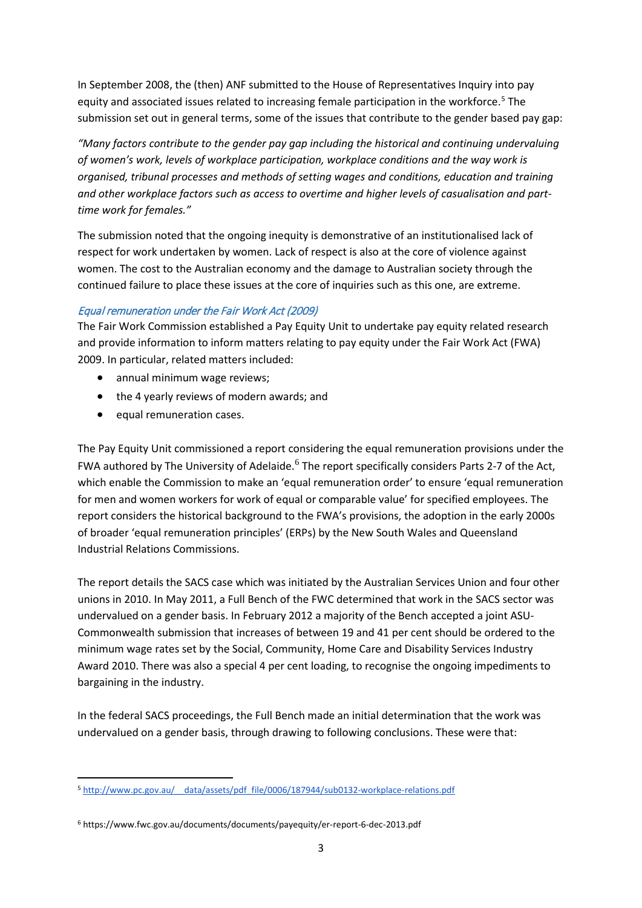In September 2008, the (then) ANF submitted to the House of Representatives Inquiry into pay equity and associated issues related to increasing female participation in the workforce.[5] The submission set out in general terms, some of the issues that contribute to the gender based pay gap:

*"Many factors contribute to the gender pay gap including the historical and continuing undervaluing of women's work, levels of workplace participation, workplace conditions and the way work is organised, tribunal processes and methods of setting wages and conditions, education and training and other workplace factors such as access to overtime and higher levels of casualisation and part-time work for females."*

The submission noted that the ongoing inequity is demonstrative of an institutionalised lack of respect for work undertaken by women. Lack of respect is also at the core of violence against women. The cost to the Australian economy and the damage to Australian society through the continued failure to place these issues at the core of inquiries such as this one, are extreme.

### *Equal remuneration under the Fair Work Act (2009)*

The Fair Work Commission established a Pay Equity Unit to undertake pay equity related research and provide information to inform matters relating to pay equity under the Fair Work Act (FWA) 2009. In particular, related matters included:

- annual minimum wage reviews;
- the 4 yearly reviews of modern awards; and
- equal remuneration cases.

The Pay Equity Unit commissioned a report considering the equal remuneration provisions under the FWA authored by The University of Adelaide.[6] The report specifically considers Parts 2-7 of the Act, which enable the Commission to make an 'equal remuneration order' to ensure 'equal remuneration for men and women workers for work of equal or comparable value' for specified employees. The report considers the historical background to the FWA's provisions, the adoption in the early 2000s of broader 'equal remuneration principles' (ERPs) by the New South Wales and Queensland Industrial Relations Commissions.

The report details the SACS case which was initiated by the Australian Services Union and four other unions in 2010. In May 2011, a Full Bench of the FWC determined that work in the SACS sector was undervalued on a gender basis. In February 2012 a majority of the Bench accepted a joint ASU-Commonwealth submission that increases of between 19 and 41 per cent should be ordered to the minimum wage rates set by the Social, Community, Home Care and Disability Services Industry Award 2010. There was also a special 4 per cent loading, to recognise the ongoing impediments to bargaining in the industry.

In the federal SACS proceedings, the Full Bench made an initial determination that the work was undervalued on a gender basis, through drawing to following conclusions. These were that:

---

[5] http://www.pc.gov.au/__data/assets/pdf_file/0006/187944/sub0132-workplace-relations.pdf

[6] https://www.fwc.gov.au/documents/documents/payequity/er-report-6-dec-2013.pdf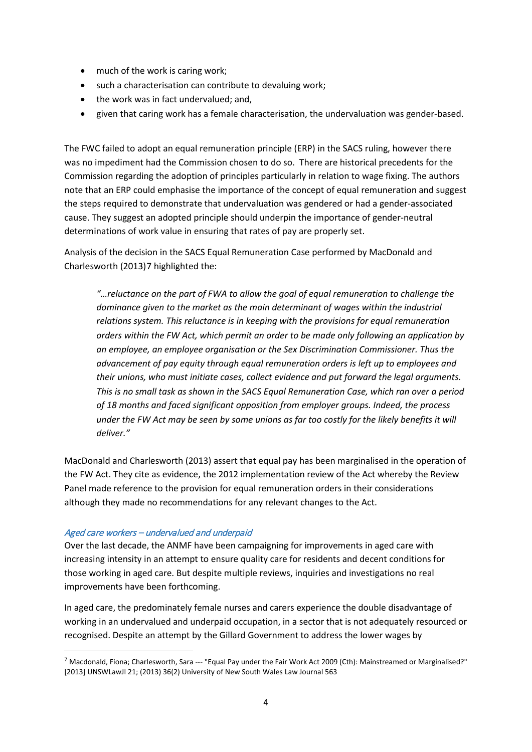- much of the work is caring work;
- such a characterisation can contribute to devaluing work;
- the work was in fact undervalued; and,
- given that caring work has a female characterisation, the undervaluation was gender-based.

The FWC failed to adopt an equal remuneration principle (ERP) in the SACS ruling, however there was no impediment had the Commission chosen to do so. There are historical precedents for the Commission regarding the adoption of principles particularly in relation to wage fixing. The authors note that an ERP could emphasise the importance of the concept of equal remuneration and suggest the steps required to demonstrate that undervaluation was gendered or had a gender-associated cause. They suggest an adopted principle should underpin the importance of gender-neutral determinations of work value in ensuring that rates of pay are properly set.

Analysis of the decision in the SACS Equal Remuneration Case performed by MacDonald and Charlesworth (2013)[7] highlighted the:

> *"…reluctance on the part of FWA to allow the goal of equal remuneration to challenge the dominance given to the market as the main determinant of wages within the industrial relations system. This reluctance is in keeping with the provisions for equal remuneration orders within the FW Act, which permit an order to be made only following an application by an employee, an employee organisation or the Sex Discrimination Commissioner. Thus the advancement of pay equity through equal remuneration orders is left up to employees and their unions, who must initiate cases, collect evidence and put forward the legal arguments. This is no small task as shown in the SACS Equal Remuneration Case, which ran over a period of 18 months and faced significant opposition from employer groups. Indeed, the process under the FW Act may be seen by some unions as far too costly for the likely benefits it will deliver."*

MacDonald and Charlesworth (2013) assert that equal pay has been marginalised in the operation of the FW Act. They cite as evidence, the 2012 implementation review of the Act whereby the Review Panel made reference to the provision for equal remuneration orders in their considerations although they made no recommendations for any relevant changes to the Act.

### *Aged care workers – undervalued and underpaid*

Over the last decade, the ANMF have been campaigning for improvements in aged care with increasing intensity in an attempt to ensure quality care for residents and decent conditions for those working in aged care. But despite multiple reviews, inquiries and investigations no real improvements have been forthcoming.

In aged care, the predominately female nurses and carers experience the double disadvantage of working in an undervalued and underpaid occupation, in a sector that is not adequately resourced or recognised. Despite an attempt by the Gillard Government to address the lower wages by

---

[7] Macdonald, Fiona; Charlesworth, Sara --- "Equal Pay under the Fair Work Act 2009 (Cth): Mainstreamed or Marginalised?" [2013] UNSWLawJl 21; (2013) 36(2) University of New South Wales Law Journal 563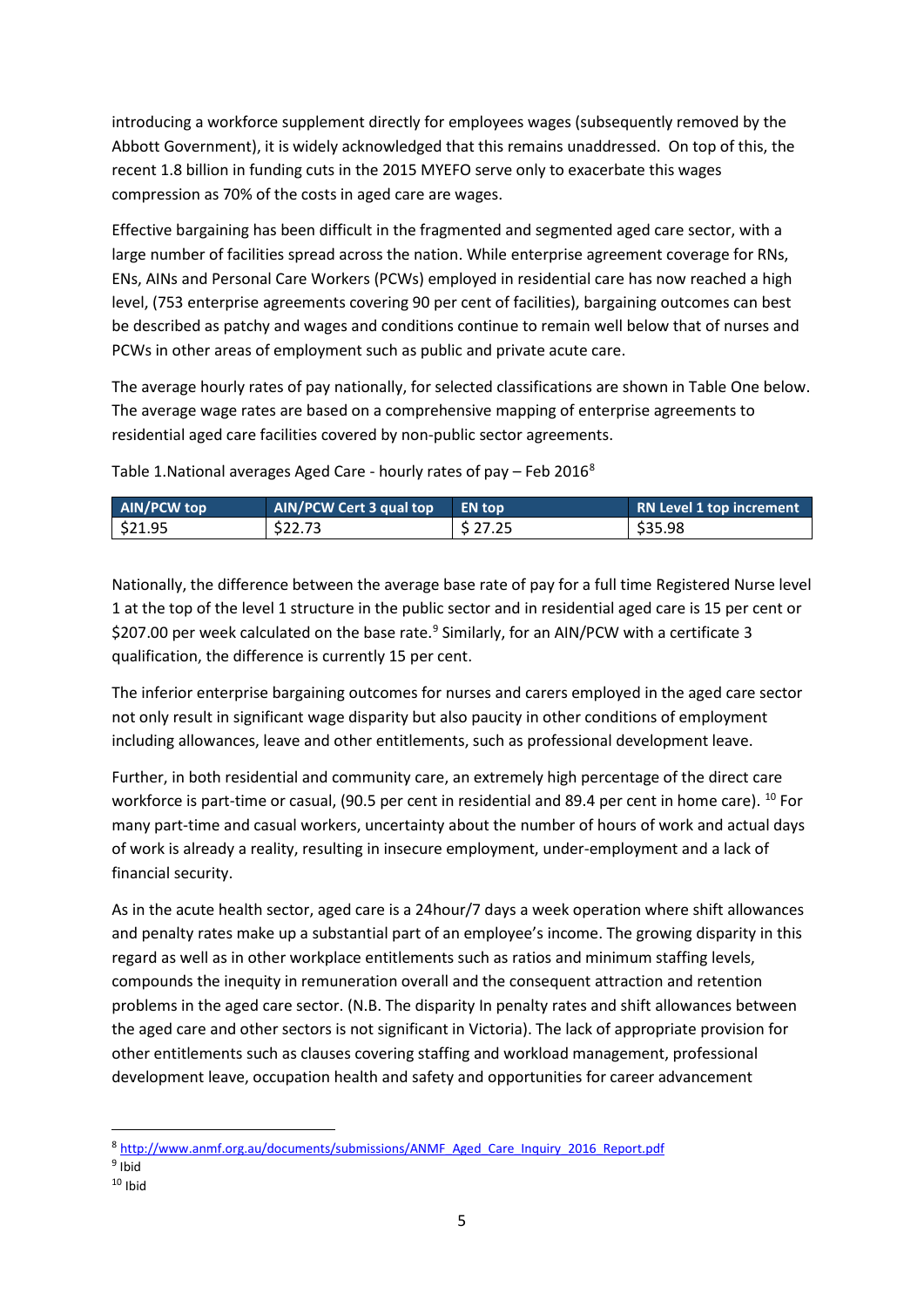introducing a workforce supplement directly for employees wages (subsequently removed by the Abbott Government), it is widely acknowledged that this remains unaddressed. On top of this, the recent 1.8 billion in funding cuts in the 2015 MYEFO serve only to exacerbate this wages compression as 70% of the costs in aged care are wages.

Effective bargaining has been difficult in the fragmented and segmented aged care sector, with a large number of facilities spread across the nation. While enterprise agreement coverage for RNs, ENs, AINs and Personal Care Workers (PCWs) employed in residential care has now reached a high level, (753 enterprise agreements covering 90 per cent of facilities), bargaining outcomes can best be described as patchy and wages and conditions continue to remain well below that of nurses and PCWs in other areas of employment such as public and private acute care.

The average hourly rates of pay nationally, for selected classifications are shown in Table One below. The average wage rates are based on a comprehensive mapping of enterprise agreements to residential aged care facilities covered by non-public sector agreements.

Table 1.National averages Aged Care - hourly rates of pay – Feb 2016[8]

| AIN/PCW top | AIN/PCW Cert 3 qual top | EN top | RN Level 1 top increment |
|---|---|---|---|
| $21.95 | $22.73 | $ 27.25 | $35.98 |

Nationally, the difference between the average base rate of pay for a full time Registered Nurse level 1 at the top of the level 1 structure in the public sector and in residential aged care is 15 per cent or $207.00 per week calculated on the base rate.[9] Similarly, for an AIN/PCW with a certificate 3 qualification, the difference is currently 15 per cent.

The inferior enterprise bargaining outcomes for nurses and carers employed in the aged care sector not only result in significant wage disparity but also paucity in other conditions of employment including allowances, leave and other entitlements, such as professional development leave.

Further, in both residential and community care, an extremely high percentage of the direct care workforce is part-time or casual, (90.5 per cent in residential and 89.4 per cent in home care). [10] For many part-time and casual workers, uncertainty about the number of hours of work and actual days of work is already a reality, resulting in insecure employment, under-employment and a lack of financial security.

As in the acute health sector, aged care is a 24hour/7 days a week operation where shift allowances and penalty rates make up a substantial part of an employee's income. The growing disparity in this regard as well as in other workplace entitlements such as ratios and minimum staffing levels, compounds the inequity in remuneration overall and the consequent attraction and retention problems in the aged care sector. (N.B. The disparity In penalty rates and shift allowances between the aged care and other sectors is not significant in Victoria). The lack of appropriate provision for other entitlements such as clauses covering staffing and workload management, professional development leave, occupation health and safety and opportunities for career advancement

---

[8] http://www.anmf.org.au/documents/submissions/ANMF_Aged_Care_Inquiry_2016_Report.pdf

[9] Ibid

[10] Ibid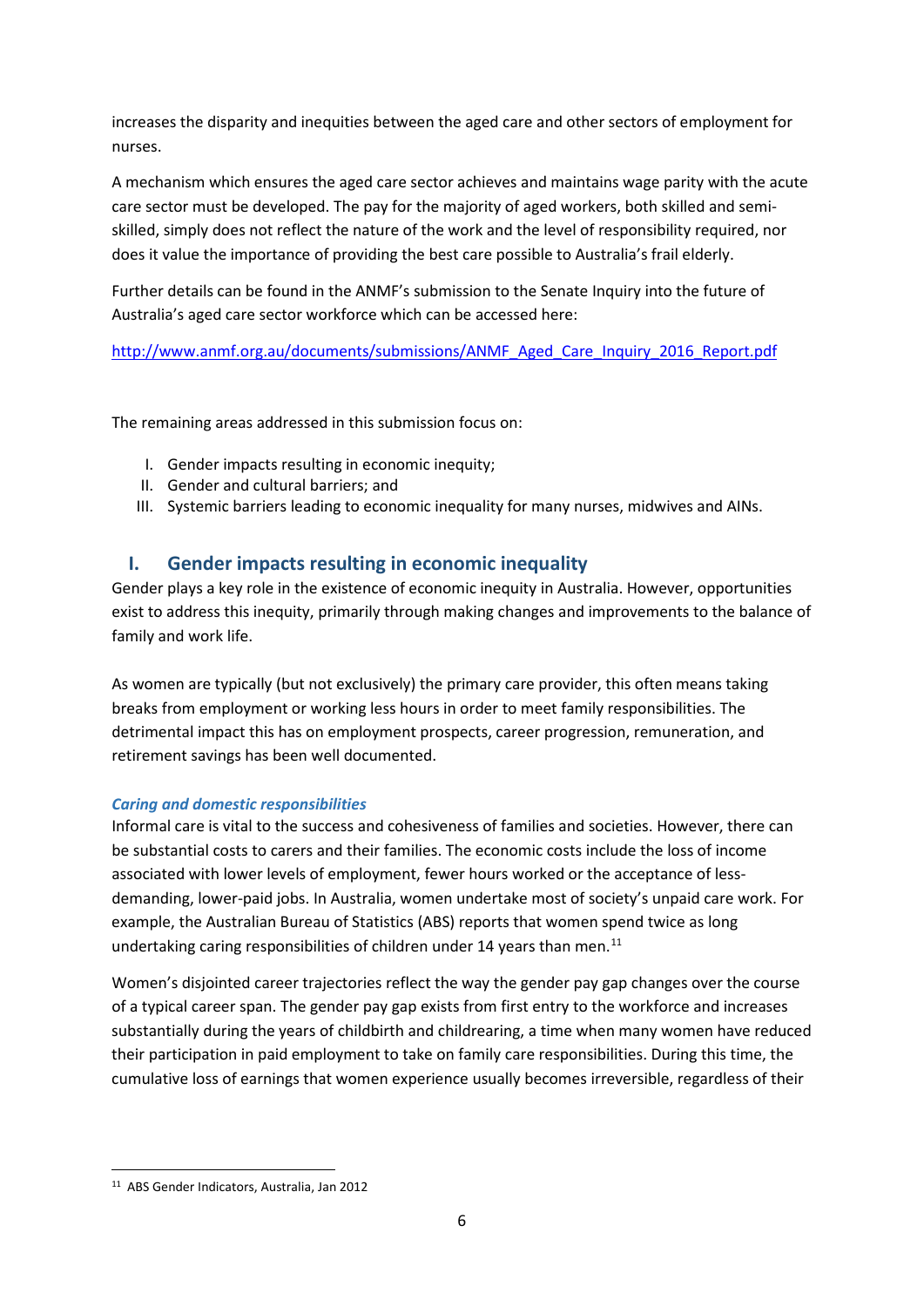increases the disparity and inequities between the aged care and other sectors of employment for nurses.

A mechanism which ensures the aged care sector achieves and maintains wage parity with the acute care sector must be developed. The pay for the majority of aged workers, both skilled and semi-skilled, simply does not reflect the nature of the work and the level of responsibility required, nor does it value the importance of providing the best care possible to Australia's frail elderly.

Further details can be found in the ANMF's submission to the Senate Inquiry into the future of Australia's aged care sector workforce which can be accessed here:

http://www.anmf.org.au/documents/submissions/ANMF_Aged_Care_Inquiry_2016_Report.pdf

The remaining areas addressed in this submission focus on:

I. Gender impacts resulting in economic inequity;
II. Gender and cultural barriers; and
III. Systemic barriers leading to economic inequality for many nurses, midwives and AINs.

## I. Gender impacts resulting in economic inequality

Gender plays a key role in the existence of economic inequity in Australia. However, opportunities exist to address this inequity, primarily through making changes and improvements to the balance of family and work life.

As women are typically (but not exclusively) the primary care provider, this often means taking breaks from employment or working less hours in order to meet family responsibilities. The detrimental impact this has on employment prospects, career progression, remuneration, and retirement savings has been well documented.

### *Caring and domestic responsibilities*

Informal care is vital to the success and cohesiveness of families and societies. However, there can be substantial costs to carers and their families. The economic costs include the loss of income associated with lower levels of employment, fewer hours worked or the acceptance of less-demanding, lower-paid jobs. In Australia, women undertake most of society's unpaid care work. For example, the Australian Bureau of Statistics (ABS) reports that women spend twice as long undertaking caring responsibilities of children under 14 years than men.[11]

Women's disjointed career trajectories reflect the way the gender pay gap changes over the course of a typical career span. The gender pay gap exists from first entry to the workforce and increases substantially during the years of childbirth and childrearing, a time when many women have reduced their participation in paid employment to take on family care responsibilities. During this time, the cumulative loss of earnings that women experience usually becomes irreversible, regardless of their

[11] ABS Gender Indicators, Australia, Jan 2012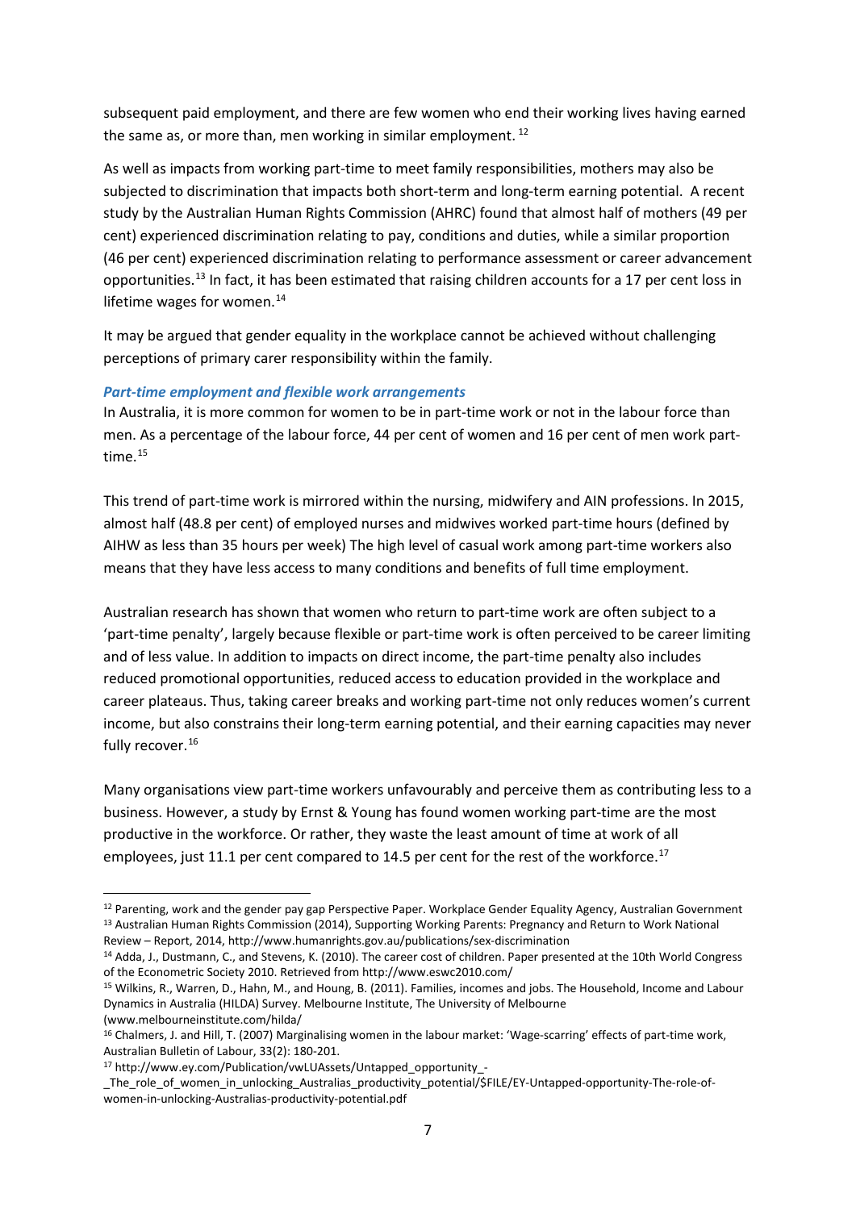subsequent paid employment, and there are few women who end their working lives having earned the same as, or more than, men working in similar employment. [12]

As well as impacts from working part-time to meet family responsibilities, mothers may also be subjected to discrimination that impacts both short-term and long-term earning potential. A recent study by the Australian Human Rights Commission (AHRC) found that almost half of mothers (49 per cent) experienced discrimination relating to pay, conditions and duties, while a similar proportion (46 per cent) experienced discrimination relating to performance assessment or career advancement opportunities.[13] In fact, it has been estimated that raising children accounts for a 17 per cent loss in lifetime wages for women.[14]

It may be argued that gender equality in the workplace cannot be achieved without challenging perceptions of primary carer responsibility within the family.

### *Part-time employment and flexible work arrangements*

In Australia, it is more common for women to be in part-time work or not in the labour force than men. As a percentage of the labour force, 44 per cent of women and 16 per cent of men work part-time.[15]

This trend of part-time work is mirrored within the nursing, midwifery and AIN professions. In 2015, almost half (48.8 per cent) of employed nurses and midwives worked part-time hours (defined by AIHW as less than 35 hours per week) The high level of casual work among part-time workers also means that they have less access to many conditions and benefits of full time employment.

Australian research has shown that women who return to part-time work are often subject to a 'part-time penalty', largely because flexible or part-time work is often perceived to be career limiting and of less value. In addition to impacts on direct income, the part-time penalty also includes reduced promotional opportunities, reduced access to education provided in the workplace and career plateaus. Thus, taking career breaks and working part-time not only reduces women's current income, but also constrains their long-term earning potential, and their earning capacities may never fully recover.[16]

Many organisations view part-time workers unfavourably and perceive them as contributing less to a business. However, a study by Ernst & Young has found women working part-time are the most productive in the workforce. Or rather, they waste the least amount of time at work of all employees, just 11.1 per cent compared to 14.5 per cent for the rest of the workforce.[17]

---

[12] Parenting, work and the gender pay gap Perspective Paper. Workplace Gender Equality Agency, Australian Government

[13] Australian Human Rights Commission (2014), Supporting Working Parents: Pregnancy and Return to Work National Review – Report, 2014, http://www.humanrights.gov.au/publications/sex-discrimination

[14] Adda, J., Dustmann, C., and Stevens, K. (2010). The career cost of children. Paper presented at the 10th World Congress of the Econometric Society 2010. Retrieved from http://www.eswc2010.com/

[15] Wilkins, R., Warren, D., Hahn, M., and Houng, B. (2011). Families, incomes and jobs. The Household, Income and Labour Dynamics in Australia (HILDA) Survey. Melbourne Institute, The University of Melbourne (www.melbourneinstitute.com/hilda/

[16] Chalmers, J. and Hill, T. (2007) Marginalising women in the labour market: 'Wage-scarring' effects of part-time work, Australian Bulletin of Labour, 33(2): 180-201.

[17] http://www.ey.com/Publication/vwLUAssets/Untapped_opportunity_-_The_role_of_women_in_unlocking_Australias_productivity_potential/$FILE/EY-Untapped-opportunity-The-role-of-women-in-unlocking-Australias-productivity-potential.pdf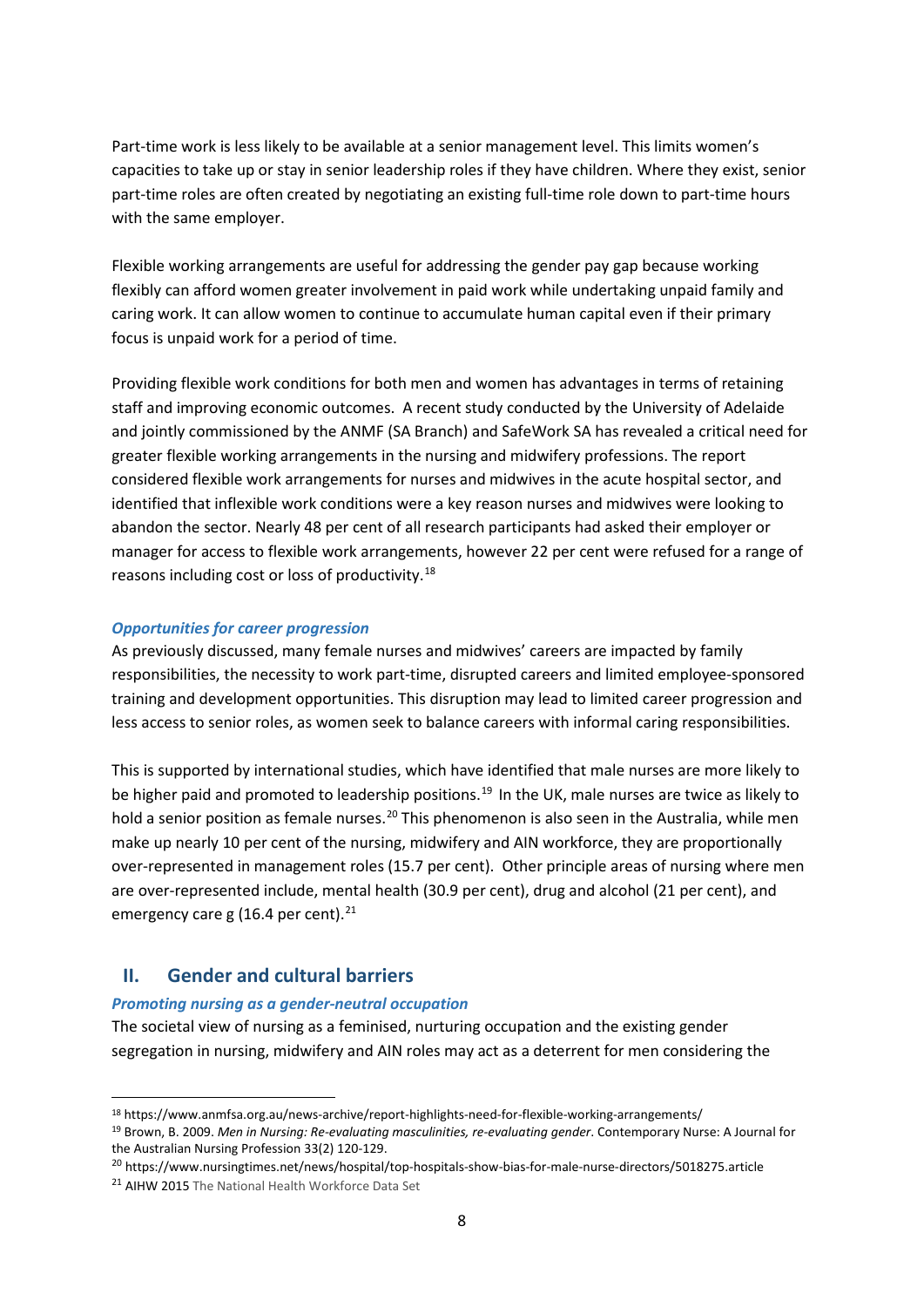Part-time work is less likely to be available at a senior management level. This limits women's capacities to take up or stay in senior leadership roles if they have children. Where they exist, senior part-time roles are often created by negotiating an existing full-time role down to part-time hours with the same employer.

Flexible working arrangements are useful for addressing the gender pay gap because working flexibly can afford women greater involvement in paid work while undertaking unpaid family and caring work. It can allow women to continue to accumulate human capital even if their primary focus is unpaid work for a period of time.

Providing flexible work conditions for both men and women has advantages in terms of retaining staff and improving economic outcomes. A recent study conducted by the University of Adelaide and jointly commissioned by the ANMF (SA Branch) and SafeWork SA has revealed a critical need for greater flexible working arrangements in the nursing and midwifery professions. The report considered flexible work arrangements for nurses and midwives in the acute hospital sector, and identified that inflexible work conditions were a key reason nurses and midwives were looking to abandon the sector. Nearly 48 per cent of all research participants had asked their employer or manager for access to flexible work arrangements, however 22 per cent were refused for a range of reasons including cost or loss of productivity.[18]

### *Opportunities for career progression*

As previously discussed, many female nurses and midwives' careers are impacted by family responsibilities, the necessity to work part-time, disrupted careers and limited employee-sponsored training and development opportunities. This disruption may lead to limited career progression and less access to senior roles, as women seek to balance careers with informal caring responsibilities.

This is supported by international studies, which have identified that male nurses are more likely to be higher paid and promoted to leadership positions.[19] In the UK, male nurses are twice as likely to hold a senior position as female nurses.[20] This phenomenon is also seen in the Australia, while men make up nearly 10 per cent of the nursing, midwifery and AIN workforce, they are proportionally over-represented in management roles (15.7 per cent). Other principle areas of nursing where men are over-represented include, mental health (30.9 per cent), drug and alcohol (21 per cent), and emergency care g (16.4 per cent).[21]

## II. Gender and cultural barriers

### *Promoting nursing as a gender-neutral occupation*

The societal view of nursing as a feminised, nurturing occupation and the existing gender segregation in nursing, midwifery and AIN roles may act as a deterrent for men considering the

---

[18] https://www.anmfsa.org.au/news-archive/report-highlights-need-for-flexible-working-arrangements/

[19] Brown, B. 2009. *Men in Nursing: Re-evaluating masculinities, re-evaluating gender*. Contemporary Nurse: A Journal for the Australian Nursing Profession 33(2) 120-129.

[20] https://www.nursingtimes.net/news/hospital/top-hospitals-show-bias-for-male-nurse-directors/5018275.article

[21] AIHW 2015 The National Health Workforce Data Set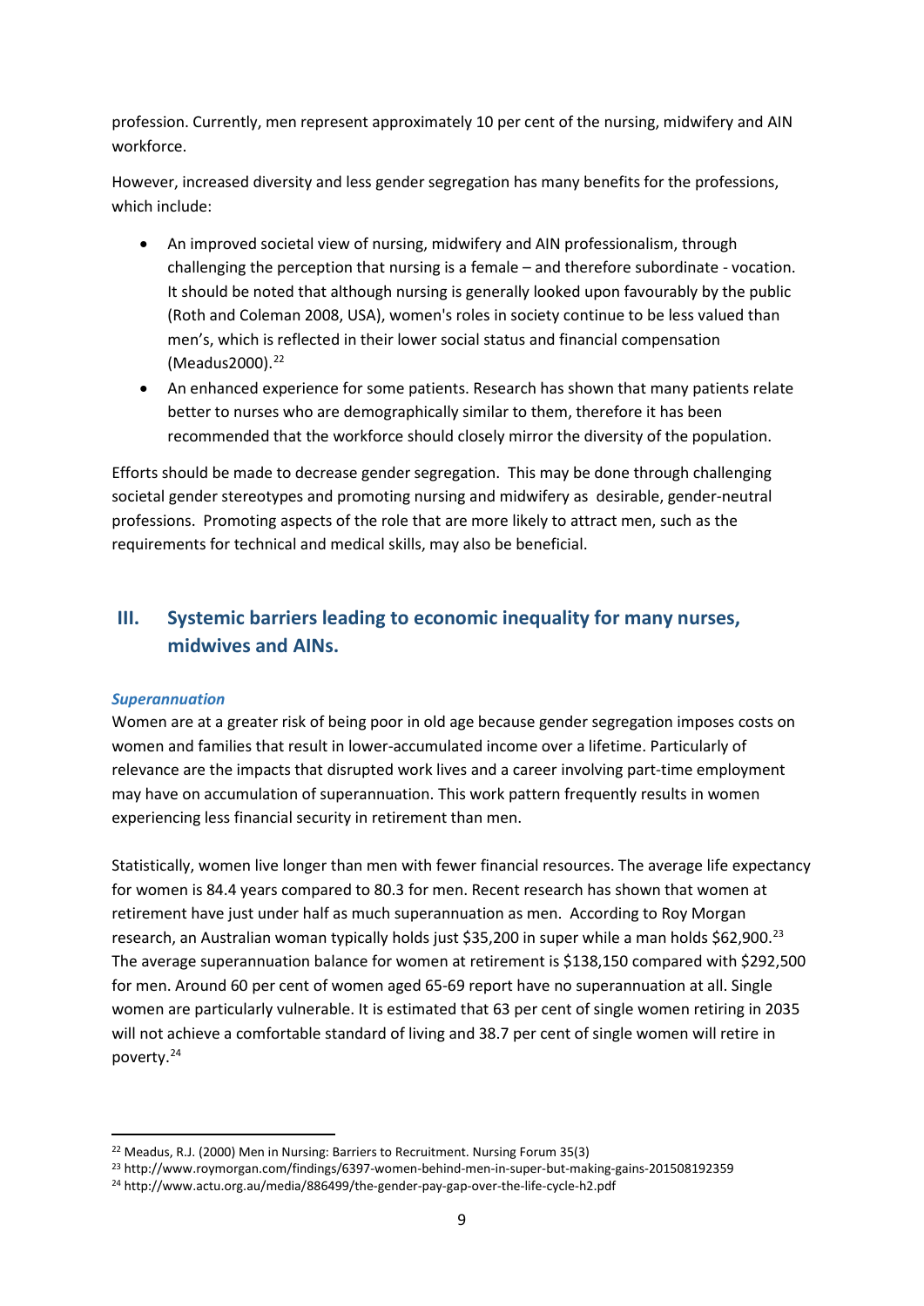profession. Currently, men represent approximately 10 per cent of the nursing, midwifery and AIN workforce.

However, increased diversity and less gender segregation has many benefits for the professions, which include:

- An improved societal view of nursing, midwifery and AIN professionalism, through challenging the perception that nursing is a female – and therefore subordinate - vocation. It should be noted that although nursing is generally looked upon favourably by the public (Roth and Coleman 2008, USA), women's roles in society continue to be less valued than men's, which is reflected in their lower social status and financial compensation (Meadus2000).[22]
- An enhanced experience for some patients. Research has shown that many patients relate better to nurses who are demographically similar to them, therefore it has been recommended that the workforce should closely mirror the diversity of the population.

Efforts should be made to decrease gender segregation. This may be done through challenging societal gender stereotypes and promoting nursing and midwifery as desirable, gender-neutral professions. Promoting aspects of the role that are more likely to attract men, such as the requirements for technical and medical skills, may also be beneficial.

## III. Systemic barriers leading to economic inequality for many nurses, midwives and AINs.

### *Superannuation*

Women are at a greater risk of being poor in old age because gender segregation imposes costs on women and families that result in lower-accumulated income over a lifetime. Particularly of relevance are the impacts that disrupted work lives and a career involving part-time employment may have on accumulation of superannuation. This work pattern frequently results in women experiencing less financial security in retirement than men.

Statistically, women live longer than men with fewer financial resources. The average life expectancy for women is 84.4 years compared to 80.3 for men. Recent research has shown that women at retirement have just under half as much superannuation as men. According to Roy Morgan research, an Australian woman typically holds just $35,200 in super while a man holds $62,900.[23] The average superannuation balance for women at retirement is $138,150 compared with $292,500 for men. Around 60 per cent of women aged 65-69 report have no superannuation at all. Single women are particularly vulnerable. It is estimated that 63 per cent of single women retiring in 2035 will not achieve a comfortable standard of living and 38.7 per cent of single women will retire in poverty.[24]

---

[22] Meadus, R.J. (2000) Men in Nursing: Barriers to Recruitment. Nursing Forum 35(3)

[23] http://www.roymorgan.com/findings/6397-women-behind-men-in-super-but-making-gains-201508192359

[24] http://www.actu.org.au/media/886499/the-gender-pay-gap-over-the-life-cycle-h2.pdf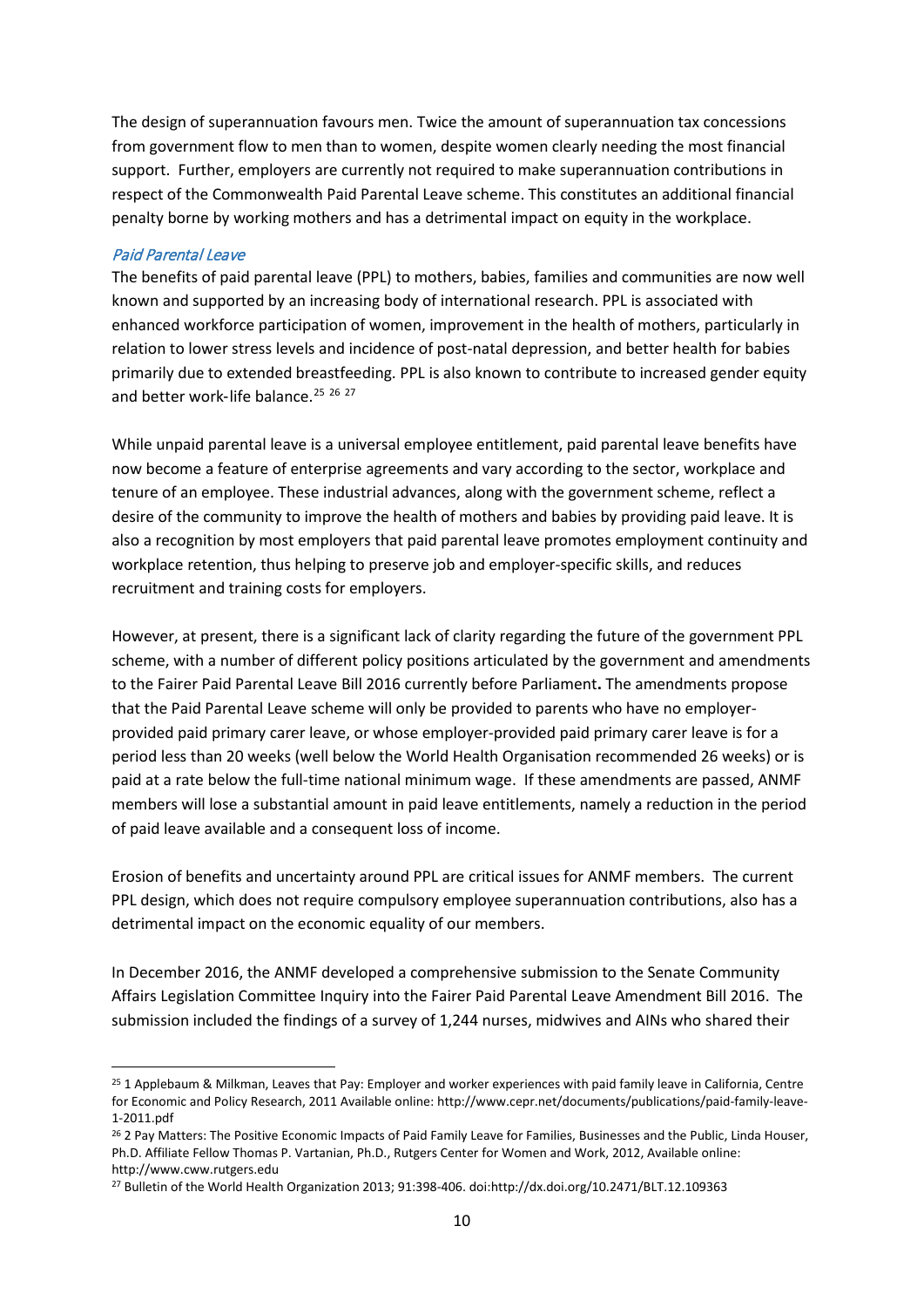The design of superannuation favours men. Twice the amount of superannuation tax concessions from government flow to men than to women, despite women clearly needing the most financial support. Further, employers are currently not required to make superannuation contributions in respect of the Commonwealth Paid Parental Leave scheme. This constitutes an additional financial penalty borne by working mothers and has a detrimental impact on equity in the workplace.

### *Paid Parental Leave*

The benefits of paid parental leave (PPL) to mothers, babies, families and communities are now well known and supported by an increasing body of international research. PPL is associated with enhanced workforce participation of women, improvement in the health of mothers, particularly in relation to lower stress levels and incidence of post-natal depression, and better health for babies primarily due to extended breastfeeding. PPL is also known to contribute to increased gender equity and better work-life balance.[25] [26] [27]

While unpaid parental leave is a universal employee entitlement, paid parental leave benefits have now become a feature of enterprise agreements and vary according to the sector, workplace and tenure of an employee. These industrial advances, along with the government scheme, reflect a desire of the community to improve the health of mothers and babies by providing paid leave. It is also a recognition by most employers that paid parental leave promotes employment continuity and workplace retention, thus helping to preserve job and employer-specific skills, and reduces recruitment and training costs for employers.

However, at present, there is a significant lack of clarity regarding the future of the government PPL scheme, with a number of different policy positions articulated by the government and amendments to the Fairer Paid Parental Leave Bill 2016 currently before Parliament**.** The amendments propose that the Paid Parental Leave scheme will only be provided to parents who have no employer-provided paid primary carer leave, or whose employer-provided paid primary carer leave is for a period less than 20 weeks (well below the World Health Organisation recommended 26 weeks) or is paid at a rate below the full-time national minimum wage. If these amendments are passed, ANMF members will lose a substantial amount in paid leave entitlements, namely a reduction in the period of paid leave available and a consequent loss of income.

Erosion of benefits and uncertainty around PPL are critical issues for ANMF members. The current PPL design, which does not require compulsory employee superannuation contributions, also has a detrimental impact on the economic equality of our members.

In December 2016, the ANMF developed a comprehensive submission to the Senate Community Affairs Legislation Committee Inquiry into the Fairer Paid Parental Leave Amendment Bill 2016. The submission included the findings of a survey of 1,244 nurses, midwives and AINs who shared their

---

[25] 1 Applebaum & Milkman, Leaves that Pay: Employer and worker experiences with paid family leave in California, Centre for Economic and Policy Research, 2011 Available online: http://www.cepr.net/documents/publications/paid-family-leave-1-2011.pdf

[26] 2 Pay Matters: The Positive Economic Impacts of Paid Family Leave for Families, Businesses and the Public, Linda Houser, Ph.D. Affiliate Fellow Thomas P. Vartanian, Ph.D., Rutgers Center for Women and Work, 2012, Available online: http://www.cww.rutgers.edu

[27] Bulletin of the World Health Organization 2013; 91:398-406. doi:http://dx.doi.org/10.2471/BLT.12.109363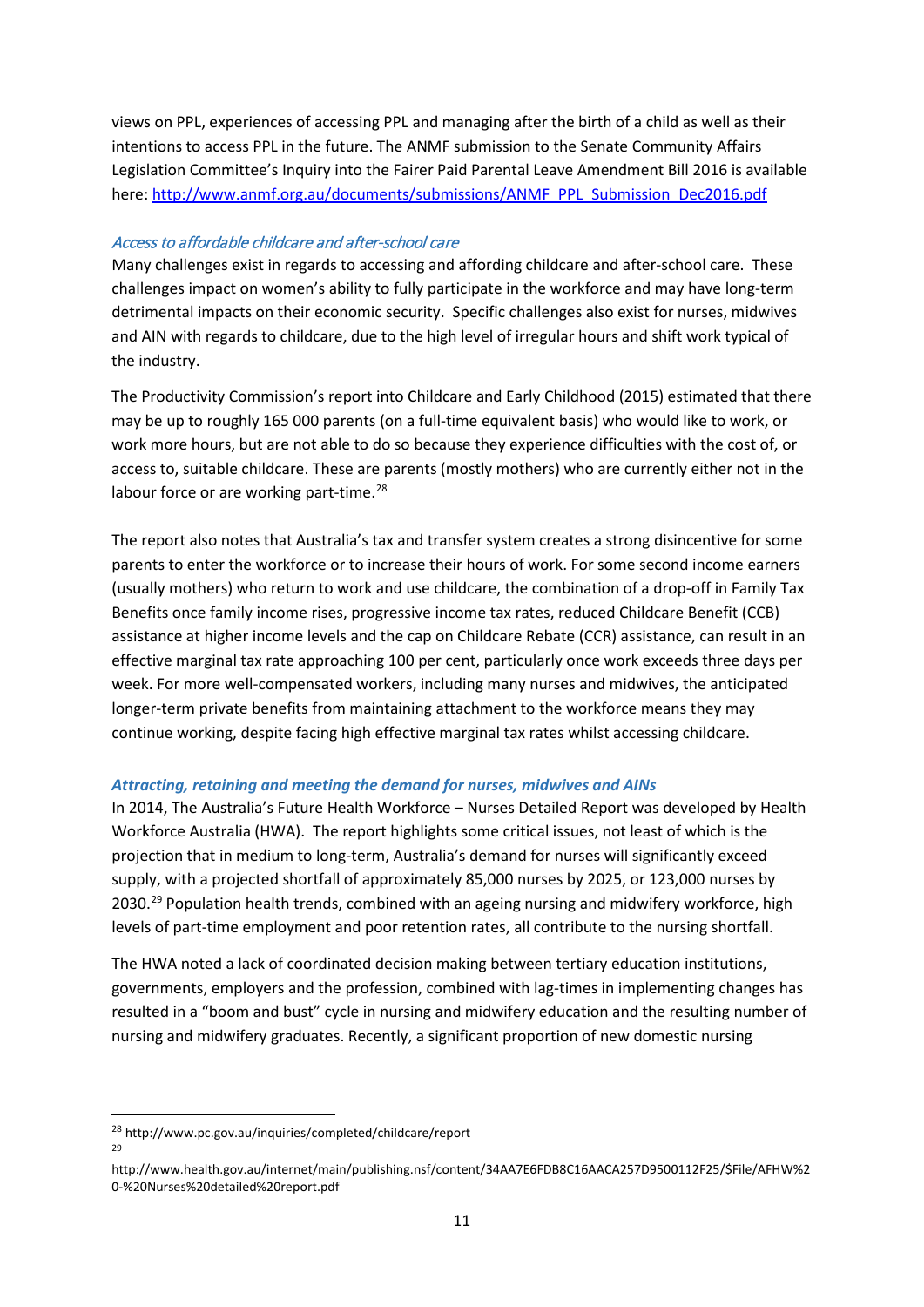views on PPL, experiences of accessing PPL and managing after the birth of a child as well as their intentions to access PPL in the future. The ANMF submission to the Senate Community Affairs Legislation Committee's Inquiry into the Fairer Paid Parental Leave Amendment Bill 2016 is available here: http://www.anmf.org.au/documents/submissions/ANMF_PPL_Submission_Dec2016.pdf

### *Access to affordable childcare and after-school care*

Many challenges exist in regards to accessing and affording childcare and after-school care. These challenges impact on women's ability to fully participate in the workforce and may have long-term detrimental impacts on their economic security. Specific challenges also exist for nurses, midwives and AIN with regards to childcare, due to the high level of irregular hours and shift work typical of the industry.

The Productivity Commission's report into Childcare and Early Childhood (2015) estimated that there may be up to roughly 165 000 parents (on a full-time equivalent basis) who would like to work, or work more hours, but are not able to do so because they experience difficulties with the cost of, or access to, suitable childcare. These are parents (mostly mothers) who are currently either not in the labour force or are working part-time.[28]

The report also notes that Australia's tax and transfer system creates a strong disincentive for some parents to enter the workforce or to increase their hours of work. For some second income earners (usually mothers) who return to work and use childcare, the combination of a drop-off in Family Tax Benefits once family income rises, progressive income tax rates, reduced Childcare Benefit (CCB) assistance at higher income levels and the cap on Childcare Rebate (CCR) assistance, can result in an effective marginal tax rate approaching 100 per cent, particularly once work exceeds three days per week. For more well-compensated workers, including many nurses and midwives, the anticipated longer-term private benefits from maintaining attachment to the workforce means they may continue working, despite facing high effective marginal tax rates whilst accessing childcare.

### ***Attracting, retaining and meeting the demand for nurses, midwives and AINs***

In 2014, The Australia's Future Health Workforce – Nurses Detailed Report was developed by Health Workforce Australia (HWA). The report highlights some critical issues, not least of which is the projection that in medium to long-term, Australia's demand for nurses will significantly exceed supply, with a projected shortfall of approximately 85,000 nurses by 2025, or 123,000 nurses by 2030.[29] Population health trends, combined with an ageing nursing and midwifery workforce, high levels of part-time employment and poor retention rates, all contribute to the nursing shortfall.

The HWA noted a lack of coordinated decision making between tertiary education institutions, governments, employers and the profession, combined with lag-times in implementing changes has resulted in a "boom and bust" cycle in nursing and midwifery education and the resulting number of nursing and midwifery graduates. Recently, a significant proportion of new domestic nursing

---

[28] http://www.pc.gov.au/inquiries/completed/childcare/report

[29] http://www.health.gov.au/internet/main/publishing.nsf/content/34AA7E6FDB8C16AACA257D9500112F25/$File/AFHW%20-%20Nurses%20detailed%20report.pdf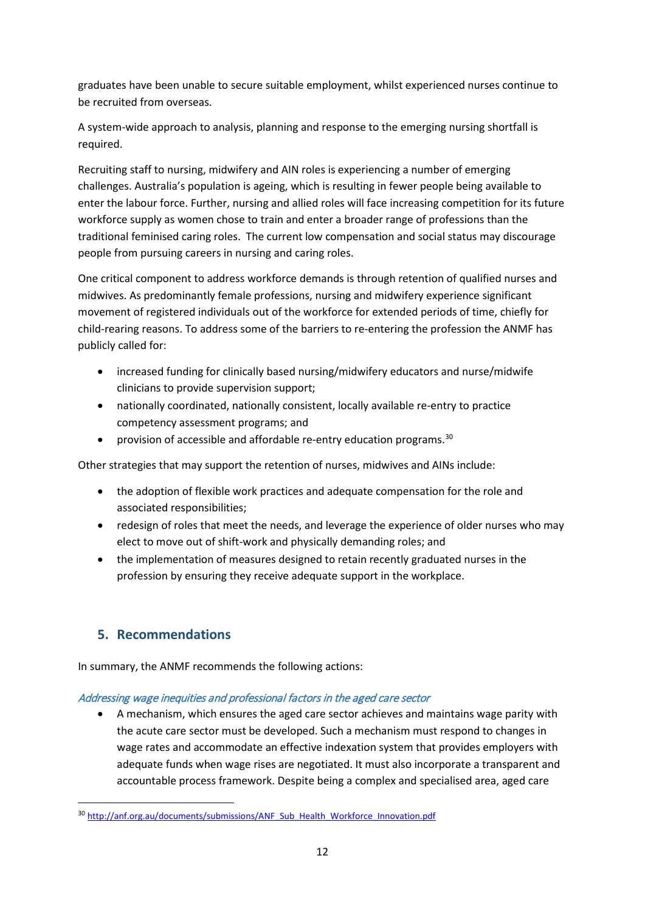graduates have been unable to secure suitable employment, whilst experienced nurses continue to be recruited from overseas.

A system-wide approach to analysis, planning and response to the emerging nursing shortfall is required.

Recruiting staff to nursing, midwifery and AIN roles is experiencing a number of emerging challenges. Australia's population is ageing, which is resulting in fewer people being available to enter the labour force. Further, nursing and allied roles will face increasing competition for its future workforce supply as women chose to train and enter a broader range of professions than the traditional feminised caring roles. The current low compensation and social status may discourage people from pursuing careers in nursing and caring roles.

One critical component to address workforce demands is through retention of qualified nurses and midwives. As predominantly female professions, nursing and midwifery experience significant movement of registered individuals out of the workforce for extended periods of time, chiefly for child-rearing reasons. To address some of the barriers to re-entering the profession the ANMF has publicly called for:

- increased funding for clinically based nursing/midwifery educators and nurse/midwife clinicians to provide supervision support;
- nationally coordinated, nationally consistent, locally available re-entry to practice competency assessment programs; and
- provision of accessible and affordable re-entry education programs.[30]

Other strategies that may support the retention of nurses, midwives and AINs include:

- the adoption of flexible work practices and adequate compensation for the role and associated responsibilities;
- redesign of roles that meet the needs, and leverage the experience of older nurses who may elect to move out of shift-work and physically demanding roles; and
- the implementation of measures designed to retain recently graduated nurses in the profession by ensuring they receive adequate support in the workplace.

## 5. Recommendations

In summary, the ANMF recommends the following actions:

*Addressing wage inequities and professional factors in the aged care sector*

- A mechanism, which ensures the aged care sector achieves and maintains wage parity with the acute care sector must be developed. Such a mechanism must respond to changes in wage rates and accommodate an effective indexation system that provides employers with adequate funds when wage rises are negotiated. It must also incorporate a transparent and accountable process framework. Despite being a complex and specialised area, aged care

[30] http://anf.org.au/documents/submissions/ANF_Sub_Health_Workforce_Innovation.pdf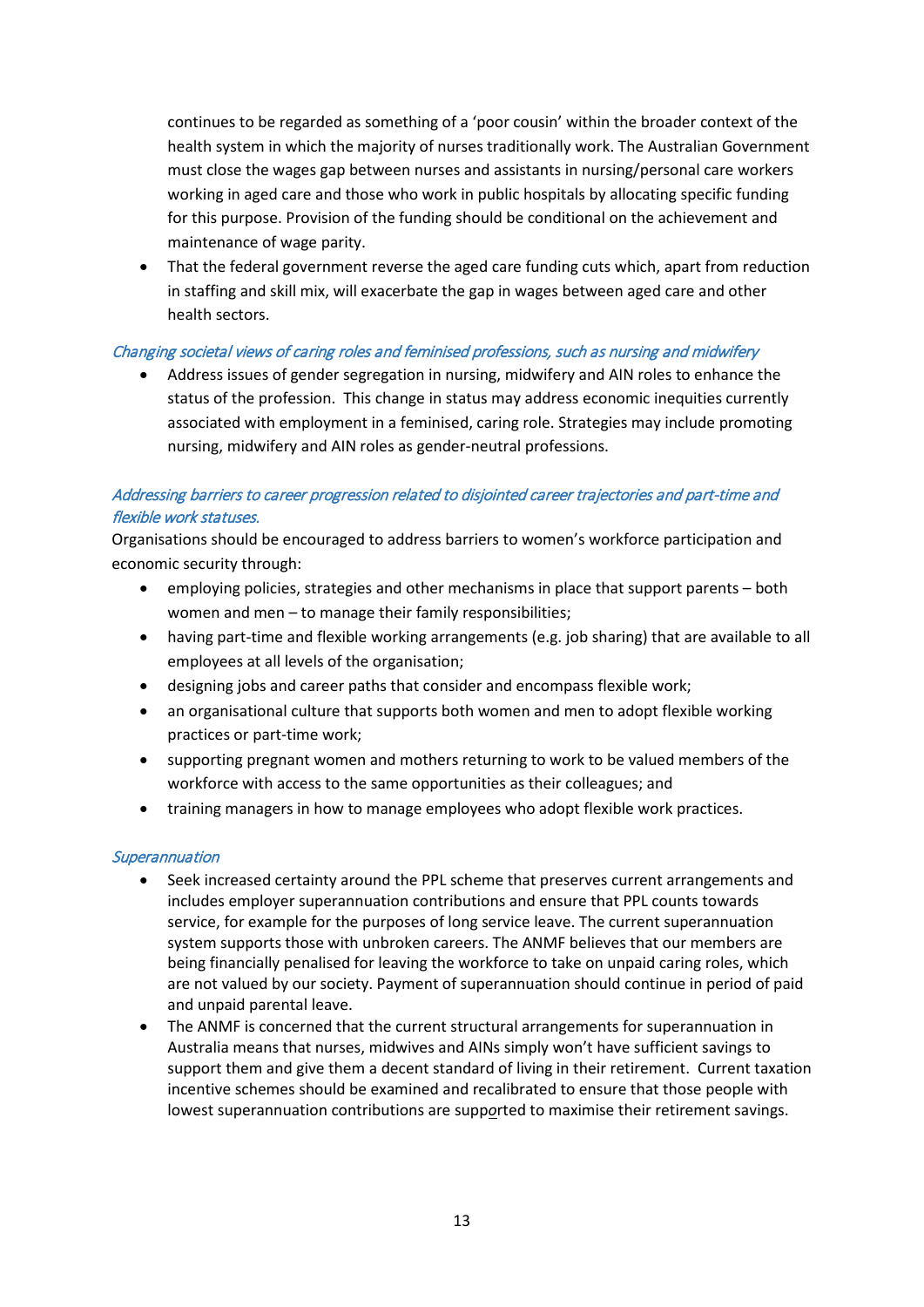continues to be regarded as something of a 'poor cousin' within the broader context of the health system in which the majority of nurses traditionally work. The Australian Government must close the wages gap between nurses and assistants in nursing/personal care workers working in aged care and those who work in public hospitals by allocating specific funding for this purpose. Provision of the funding should be conditional on the achievement and maintenance of wage parity.

- That the federal government reverse the aged care funding cuts which, apart from reduction in staffing and skill mix, will exacerbate the gap in wages between aged care and other health sectors.

*Changing societal views of caring roles and feminised professions, such as nursing and midwifery*

- Address issues of gender segregation in nursing, midwifery and AIN roles to enhance the status of the profession. This change in status may address economic inequities currently associated with employment in a feminised, caring role. Strategies may include promoting nursing, midwifery and AIN roles as gender-neutral professions.

*Addressing barriers to career progression related to disjointed career trajectories and part-time and flexible work statuses.*

Organisations should be encouraged to address barriers to women's workforce participation and economic security through:

- employing policies, strategies and other mechanisms in place that support parents – both women and men – to manage their family responsibilities;
- having part-time and flexible working arrangements (e.g. job sharing) that are available to all employees at all levels of the organisation;
- designing jobs and career paths that consider and encompass flexible work;
- an organisational culture that supports both women and men to adopt flexible working practices or part-time work;
- supporting pregnant women and mothers returning to work to be valued members of the workforce with access to the same opportunities as their colleagues; and
- training managers in how to manage employees who adopt flexible work practices.

*Superannuation*

- Seek increased certainty around the PPL scheme that preserves current arrangements and includes employer superannuation contributions and ensure that PPL counts towards service, for example for the purposes of long service leave. The current superannuation system supports those with unbroken careers. The ANMF believes that our members are being financially penalised for leaving the workforce to take on unpaid caring roles, which are not valued by our society. Payment of superannuation should continue in period of paid and unpaid parental leave.
- The ANMF is concerned that the current structural arrangements for superannuation in Australia means that nurses, midwives and AINs simply won't have sufficient savings to support them and give them a decent standard of living in their retirement. Current taxation incentive schemes should be examined and recalibrated to ensure that those people with lowest superannuation contributions are supported to maximise their retirement savings.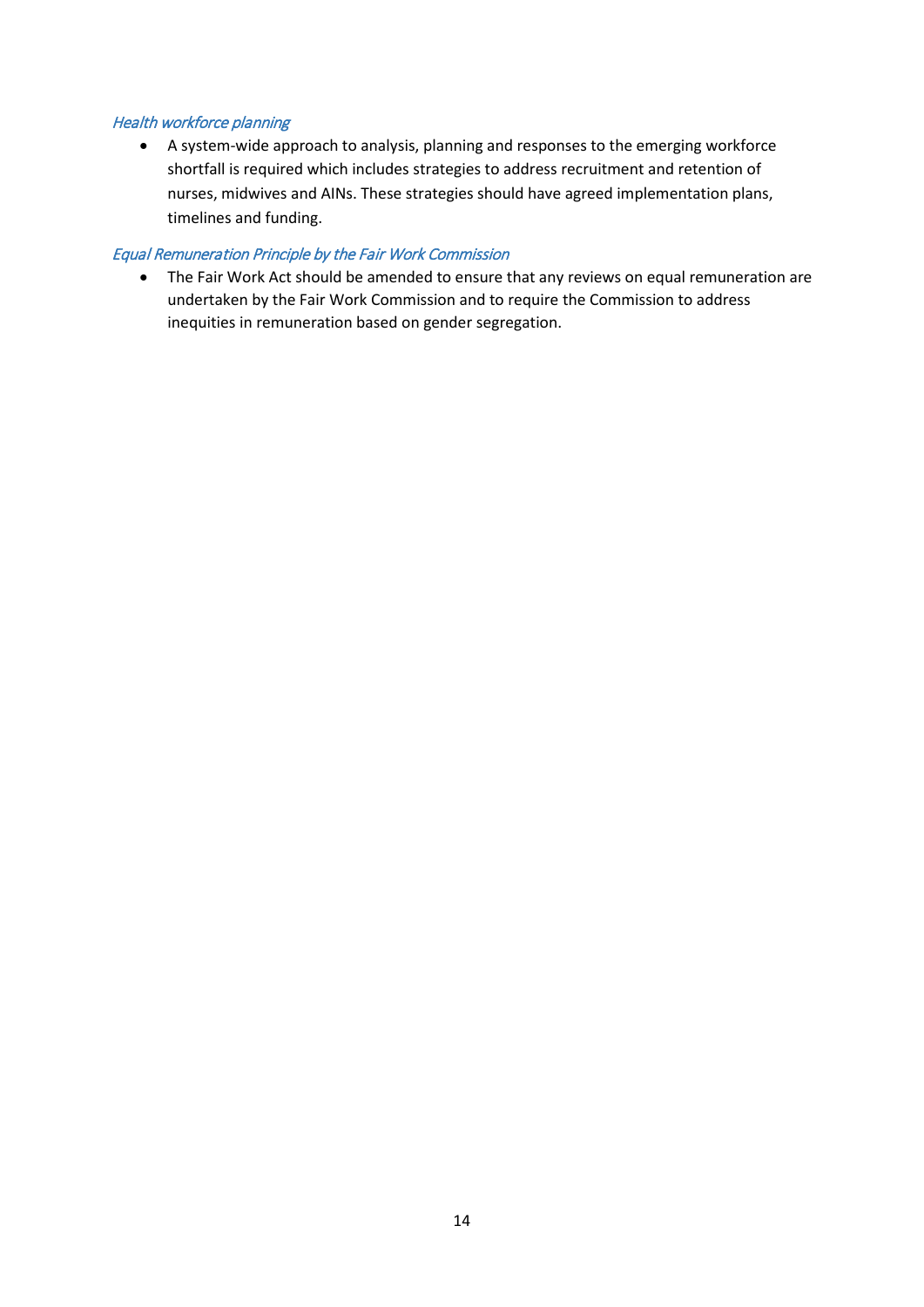*Health workforce planning*

- A system-wide approach to analysis, planning and responses to the emerging workforce shortfall is required which includes strategies to address recruitment and retention of nurses, midwives and AINs. These strategies should have agreed implementation plans, timelines and funding.

*Equal Remuneration Principle by the Fair Work Commission*

- The Fair Work Act should be amended to ensure that any reviews on equal remuneration are undertaken by the Fair Work Commission and to require the Commission to address inequities in remuneration based on gender segregation.